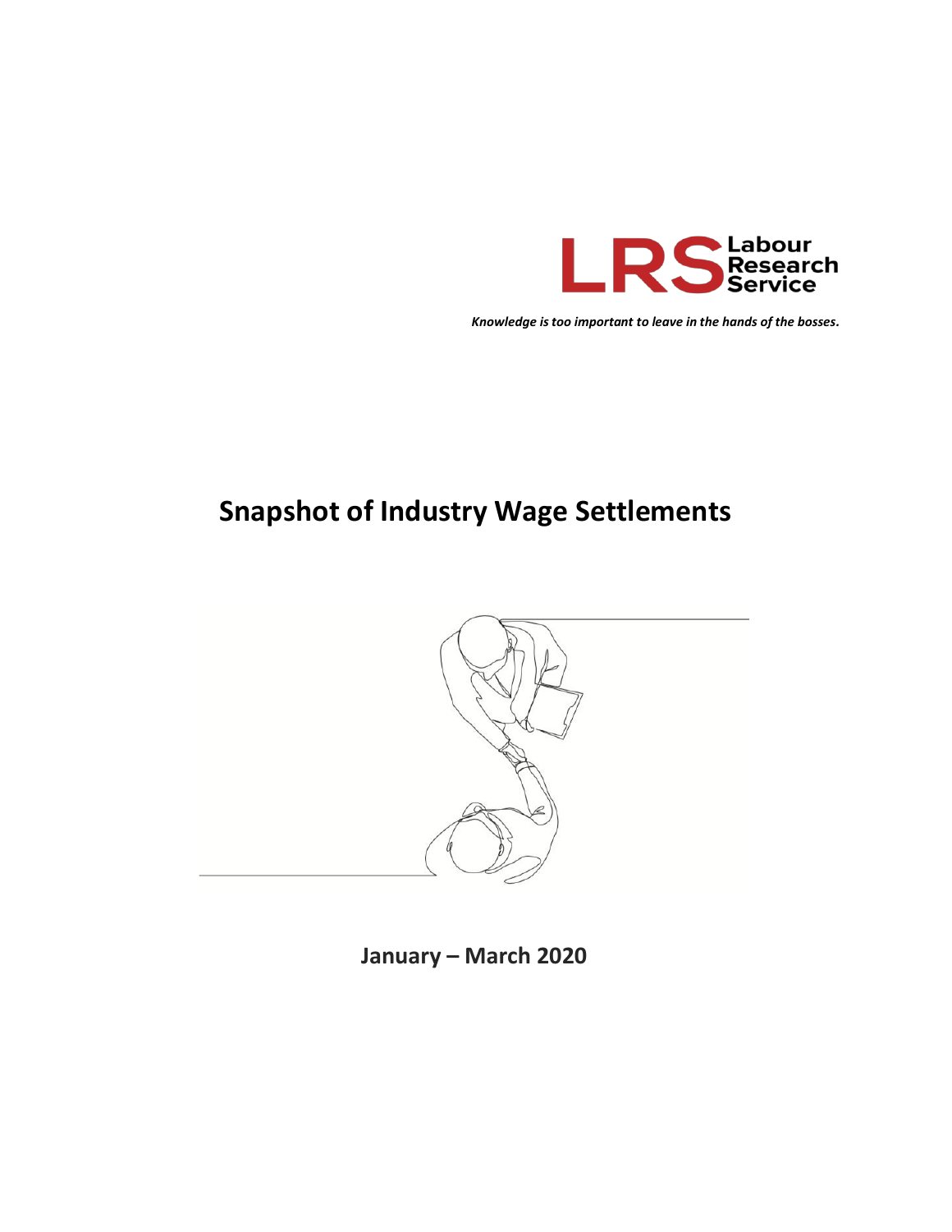LRS Labour Research Service

*Knowledge is too important to leave in the hands of the bosses.*

# Snapshot of Industry Wage Settlements

**January – March 2020**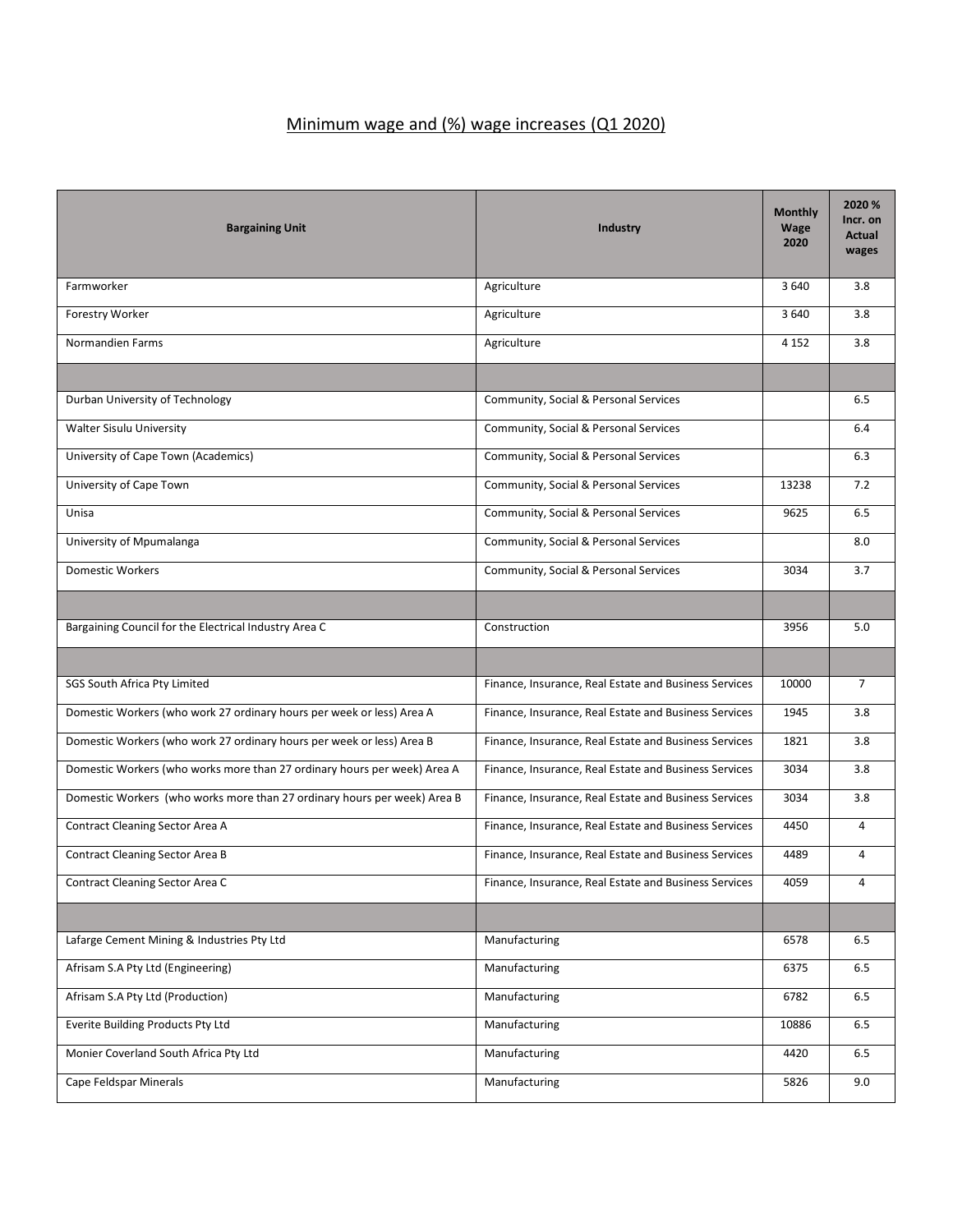# Minimum wage and (%) wage increases (Q1 2020)

| Bargaining Unit | Industry | Monthly Wage 2020 | 2020 % Incr. on Actual wages |
|---|---|---|---|
| Farmworker | Agriculture | 3 640 | 3.8 |
| Forestry Worker | Agriculture | 3 640 | 3.8 |
| Normandien Farms | Agriculture | 4 152 | 3.8 |
| | | | |
| Durban University of Technology | Community, Social & Personal Services | | 6.5 |
| Walter Sisulu University | Community, Social & Personal Services | | 6.4 |
| University of Cape Town (Academics) | Community, Social & Personal Services | | 6.3 |
| University of Cape Town | Community, Social & Personal Services | 13238 | 7.2 |
| Unisa | Community, Social & Personal Services | 9625 | 6.5 |
| University of Mpumalanga | Community, Social & Personal Services | | 8.0 |
| Domestic Workers | Community, Social & Personal Services | 3034 | 3.7 |
| | | | |
| Bargaining Council for the Electrical Industry Area C | Construction | 3956 | 5.0 |
| | | | |
| SGS South Africa Pty Limited | Finance, Insurance, Real Estate and Business Services | 10000 | 7 |
| Domestic Workers (who work 27 ordinary hours per week or less) Area A | Finance, Insurance, Real Estate and Business Services | 1945 | 3.8 |
| Domestic Workers (who work 27 ordinary hours per week or less) Area B | Finance, Insurance, Real Estate and Business Services | 1821 | 3.8 |
| Domestic Workers (who works more than 27 ordinary hours per week) Area A | Finance, Insurance, Real Estate and Business Services | 3034 | 3.8 |
| Domestic Workers (who works more than 27 ordinary hours per week) Area B | Finance, Insurance, Real Estate and Business Services | 3034 | 3.8 |
| Contract Cleaning Sector Area A | Finance, Insurance, Real Estate and Business Services | 4450 | 4 |
| Contract Cleaning Sector Area B | Finance, Insurance, Real Estate and Business Services | 4489 | 4 |
| Contract Cleaning Sector Area C | Finance, Insurance, Real Estate and Business Services | 4059 | 4 |
| | | | |
| Lafarge Cement Mining & Industries Pty Ltd | Manufacturing | 6578 | 6.5 |
| Afrisam S.A Pty Ltd (Engineering) | Manufacturing | 6375 | 6.5 |
| Afrisam S.A Pty Ltd (Production) | Manufacturing | 6782 | 6.5 |
| Everite Building Products Pty Ltd | Manufacturing | 10886 | 6.5 |
| Monier Coverland South Africa Pty Ltd | Manufacturing | 4420 | 6.5 |
| Cape Feldspar Minerals | Manufacturing | 5826 | 9.0 |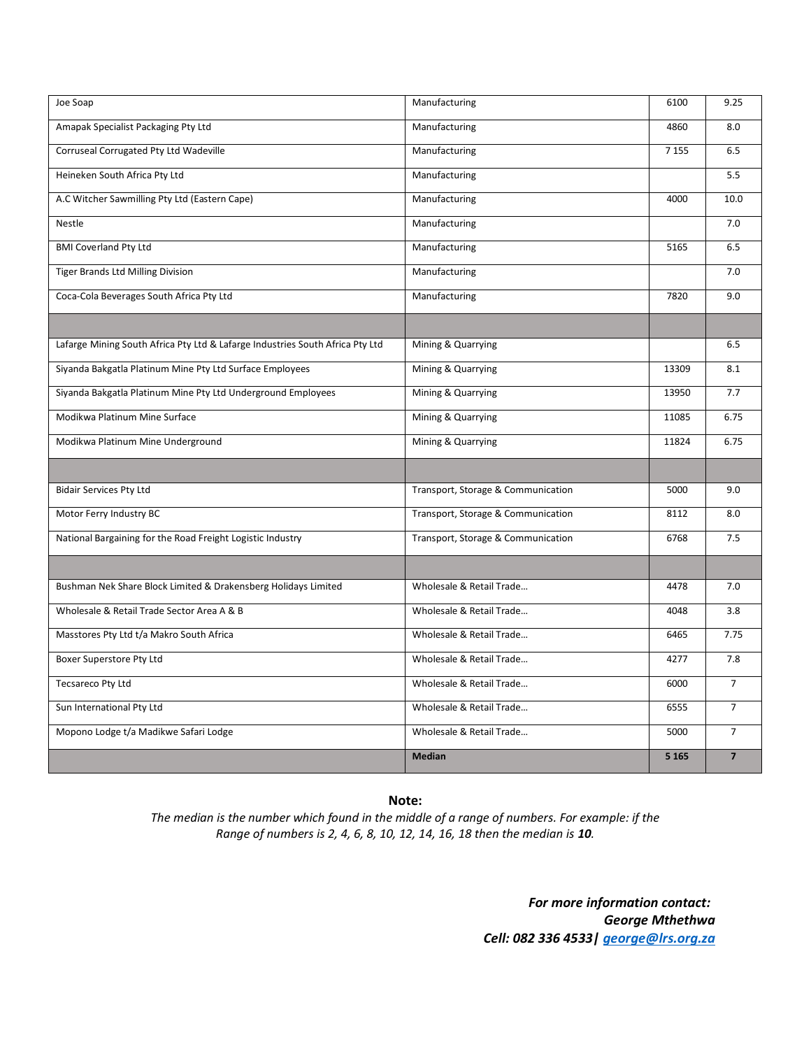| | | | |
|---|---|---|---|
| Joe Soap | Manufacturing | 6100 | 9.25 |
| Amapak Specialist Packaging Pty Ltd | Manufacturing | 4860 | 8.0 |
| Corruseal Corrugated Pty Ltd Wadeville | Manufacturing | 7 155 | 6.5 |
| Heineken South Africa Pty Ltd | Manufacturing | | 5.5 |
| A.C Witcher Sawmilling Pty Ltd (Eastern Cape) | Manufacturing | 4000 | 10.0 |
| Nestle | Manufacturing | | 7.0 |
| BMI Coverland Pty Ltd | Manufacturing | 5165 | 6.5 |
| Tiger Brands Ltd Milling Division | Manufacturing | | 7.0 |
| Coca-Cola Beverages South Africa Pty Ltd | Manufacturing | 7820 | 9.0 |
| | | | |
| Lafarge Mining South Africa Pty Ltd & Lafarge Industries South Africa Pty Ltd | Mining & Quarrying | | 6.5 |
| Siyanda Bakgatla Platinum Mine Pty Ltd Surface Employees | Mining & Quarrying | 13309 | 8.1 |
| Siyanda Bakgatla Platinum Mine Pty Ltd Underground Employees | Mining & Quarrying | 13950 | 7.7 |
| Modikwa Platinum Mine Surface | Mining & Quarrying | 11085 | 6.75 |
| Modikwa Platinum Mine Underground | Mining & Quarrying | 11824 | 6.75 |
| | | | |
| Bidair Services Pty Ltd | Transport, Storage & Communication | 5000 | 9.0 |
| Motor Ferry Industry BC | Transport, Storage & Communication | 8112 | 8.0 |
| National Bargaining for the Road Freight Logistic Industry | Transport, Storage & Communication | 6768 | 7.5 |
| | | | |
| Bushman Nek Share Block Limited & Drakensberg Holidays Limited | Wholesale & Retail Trade… | 4478 | 7.0 |
| Wholesale & Retail Trade Sector Area A & B | Wholesale & Retail Trade… | 4048 | 3.8 |
| Masstores Pty Ltd t/a Makro South Africa | Wholesale & Retail Trade… | 6465 | 7.75 |
| Boxer Superstore Pty Ltd | Wholesale & Retail Trade… | 4277 | 7.8 |
| Tecsareco Pty Ltd | Wholesale & Retail Trade… | 6000 | 7 |
| Sun International Pty Ltd | Wholesale & Retail Trade… | 6555 | 7 |
| Mopono Lodge t/a Madikwe Safari Lodge | Wholesale & Retail Trade… | 5000 | 7 |
| | **Median** | **5 165** | **7** |

**Note:**

*The median is the number which found in the middle of a range of numbers. For example: if the Range of numbers is 2, 4, 6, 8, 10, 12, 14, 16, 18 then the median is **10**.*

***For more information contact:***
***George Mthethwa***
***Cell: 082 336 4533| george@lrs.org.za***